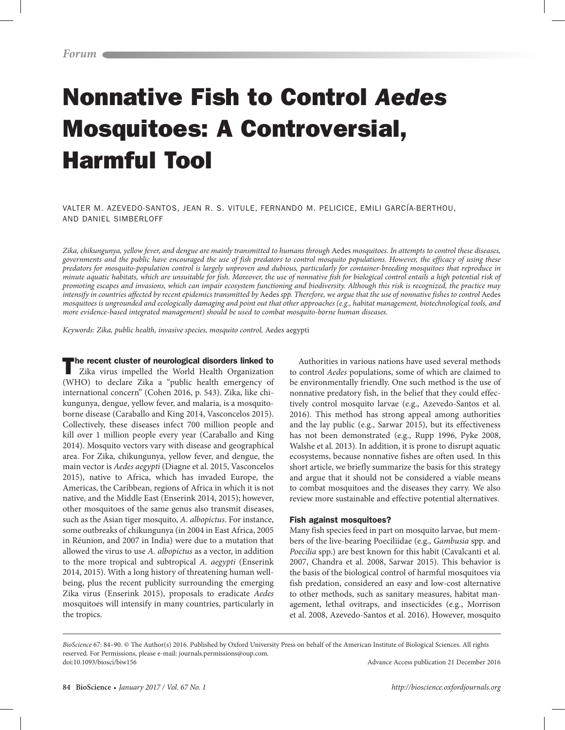*Forum*

# Nonnative Fish to Control *Aedes* Mosquitoes: A Controversial, Harmful Tool

VALTER M. AZEVEDO-SANTOS, JEAN R. S. VITULE, FERNANDO M. PELICICE, EMILI GARCÍA-BERTHOU, AND DANIEL SIMBERLOFF

*Zika, chikungunya, yellow fever, and dengue are mainly transmitted to humans through* Aedes *mosquitoes. In attempts to control these diseases, governments and the public have encouraged the use of fish predators to control mosquito populations. However, the efficacy of using these predators for mosquito-population control is largely unproven and dubious, particularly for container-breeding mosquitoes that reproduce in minute aquatic habitats, which are unsuitable for fish. Moreover, the use of nonnative fish for biological control entails a high potential risk of promoting escapes and invasions, which can impair ecosystem functioning and biodiversity. Although this risk is recognized, the practice may intensify in countries affected by recent epidemics transmitted by* Aedes *spp. Therefore, we argue that the use of nonnative fishes to control* Aedes *mosquitoes is ungrounded and ecologically damaging and point out that other approaches (e.g., habitat management, biotechnological tools, and more evidence-based integrated management) should be used to combat mosquito-borne human diseases.*

*Keywords: Zika, public health, invasive species, mosquito control,* Aedes aegypti

**The recent cluster of neurological disorders linked to** Zika virus impelled the World Health Organization (WHO) to declare Zika a "public health emergency of international concern" (Cohen 2016, p. 543). Zika, like chikungunya, dengue, yellow fever, and malaria, is a mosquito-borne disease (Caraballo and King 2014, Vasconcelos 2015). Collectively, these diseases infect 700 million people and kill over 1 million people every year (Caraballo and King 2014). Mosquito vectors vary with disease and geographical area. For Zika, chikungunya, yellow fever, and dengue, the main vector is *Aedes aegypti* (Diagne et al. 2015, Vasconcelos 2015), native to Africa, which has invaded Europe, the Americas, the Caribbean, regions of Africa in which it is not native, and the Middle East (Enserink 2014, 2015); however, other mosquitoes of the same genus also transmit diseases, such as the Asian tiger mosquito, *A. albopictus*. For instance, some outbreaks of chikungunya (in 2004 in East Africa, 2005 in Réunion, and 2007 in India) were due to a mutation that allowed the virus to use *A. albopictus* as a vector, in addition to the more tropical and subtropical *A. aegypti* (Enserink 2014, 2015). With a long history of threatening human well-being, plus the recent publicity surrounding the emerging Zika virus (Enserink 2015), proposals to eradicate *Aedes* mosquitoes will intensify in many countries, particularly in the tropics.

Authorities in various nations have used several methods to control *Aedes* populations, some of which are claimed to be environmentally friendly. One such method is the use of nonnative predatory fish, in the belief that they could effectively control mosquito larvae (e.g., Azevedo-Santos et al. 2016). This method has strong appeal among authorities and the lay public (e.g., Sarwar 2015), but its effectiveness has not been demonstrated (e.g., Rupp 1996, Pyke 2008, Walshe et al. 2013). In addition, it is prone to disrupt aquatic ecosystems, because nonnative fishes are often used. In this short article, we briefly summarize the basis for this strategy and argue that it should not be considered a viable means to combat mosquitoes and the diseases they carry. We also review more sustainable and effective potential alternatives.

### Fish against mosquitoes?

Many fish species feed in part on mosquito larvae, but members of the live-bearing Poeciliidae (e.g., *Gambusia* spp. and *Poecilia* spp.) are best known for this habit (Cavalcanti et al. 2007, Chandra et al. 2008, Sarwar 2015). This behavior is the basis of the biological control of harmful mosquitoes via fish predation, considered an easy and low-cost alternative to other methods, such as sanitary measures, habitat management, lethal ovitraps, and insecticides (e.g., Morrison et al. 2008, Azevedo-Santos et al. 2016). However, mosquito

*BioScience* 67: 84–90. © The Author(s) 2016. Published by Oxford University Press on behalf of the American Institute of Biological Sciences. All rights reserved. For Permissions, please e-mail: journals.permissions@oup.com.
doi:10.1093/biosci/biw156 Advance Access publication 21 December 2016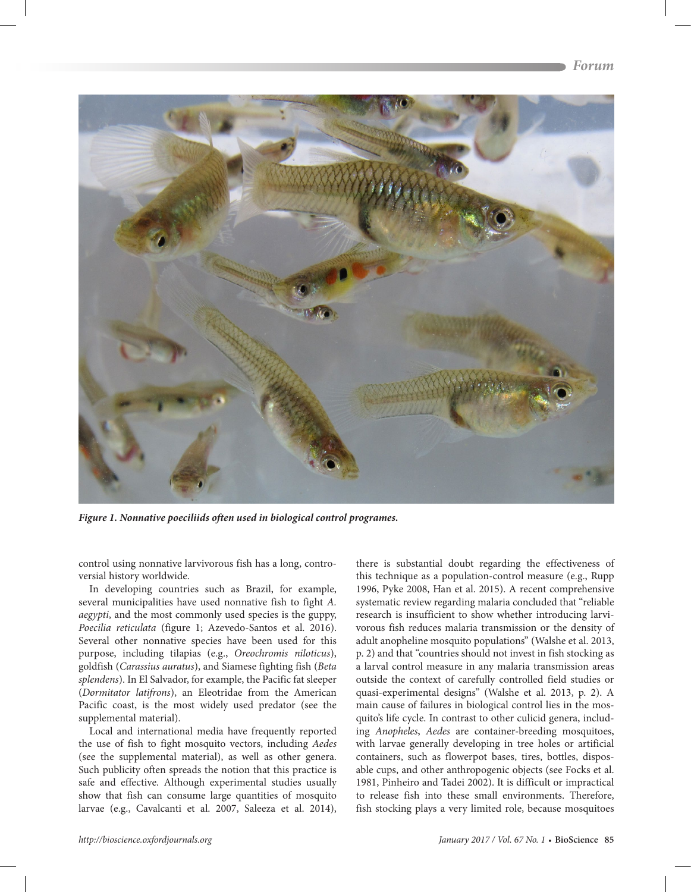Figure 1. Nonnative poeciliids often used in biological control programes.

control using nonnative larvivorous fish has a long, controversial history worldwide.

In developing countries such as Brazil, for example, several municipalities have used nonnative fish to fight *A. aegypti*, and the most commonly used species is the guppy, *Poecilia reticulata* (figure 1; Azevedo-Santos et al. 2016). Several other nonnative species have been used for this purpose, including tilapias (e.g., *Oreochromis niloticus*), goldfish (*Carassius auratus*), and Siamese fighting fish (*Beta splendens*). In El Salvador, for example, the Pacific fat sleeper (*Dormitator latifrons*), an Eleotridae from the American Pacific coast, is the most widely used predator (see the supplemental material).

Local and international media have frequently reported the use of fish to fight mosquito vectors, including *Aedes* (see the supplemental material), as well as other genera. Such publicity often spreads the notion that this practice is safe and effective. Although experimental studies usually show that fish can consume large quantities of mosquito larvae (e.g., Cavalcanti et al. 2007, Saleeza et al. 2014), there is substantial doubt regarding the effectiveness of this technique as a population-control measure (e.g., Rupp 1996, Pyke 2008, Han et al. 2015). A recent comprehensive systematic review regarding malaria concluded that "reliable research is insufficient to show whether introducing larvivorous fish reduces malaria transmission or the density of adult anopheline mosquito populations" (Walshe et al. 2013, p. 2) and that "countries should not invest in fish stocking as a larval control measure in any malaria transmission areas outside the context of carefully controlled field studies or quasi-experimental designs" (Walshe et al. 2013, p. 2). A main cause of failures in biological control lies in the mosquito's life cycle. In contrast to other culicid genera, including *Anopheles*, *Aedes* are container-breeding mosquitoes, with larvae generally developing in tree holes or artificial containers, such as flowerpot bases, tires, bottles, disposable cups, and other anthropogenic objects (see Focks et al. 1981, Pinheiro and Tadei 2002). It is difficult or impractical to release fish into these small environments. Therefore, fish stocking plays a very limited role, because mosquitoes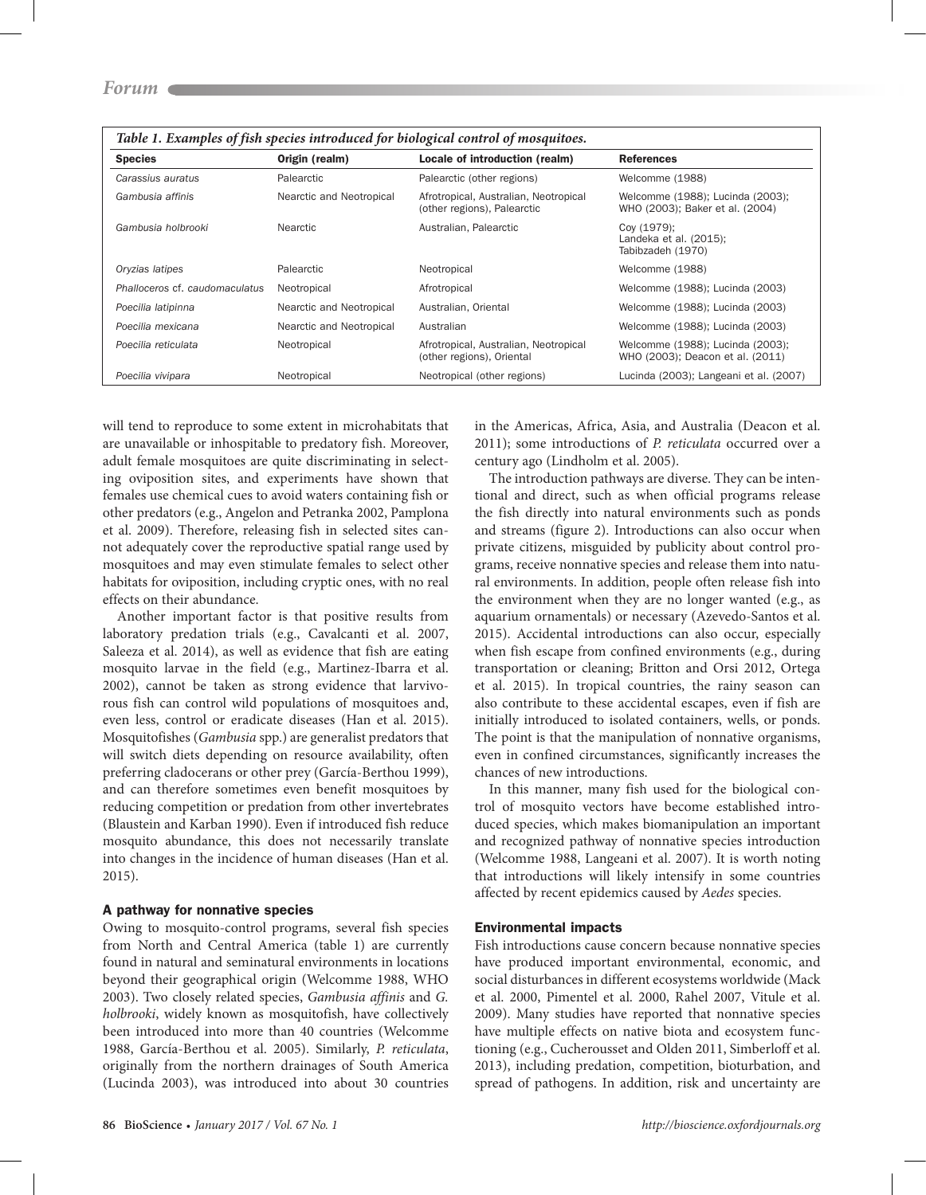*Table 1. Examples of fish species introduced for biological control of mosquitoes.*

| Species | Origin (realm) | Locale of introduction (realm) | References |
|---|---|---|---|
| *Carassius auratus* | Palearctic | Palearctic (other regions) | Welcomme (1988) |
| *Gambusia affinis* | Nearctic and Neotropical | Afrotropical, Australian, Neotropical (other regions), Palearctic | Welcomme (1988); Lucinda (2003); WHO (2003); Baker et al. (2004) |
| *Gambusia holbrooki* | Nearctic | Australian, Palearctic | Coy (1979); Landeka et al. (2015); Tabibzadeh (1970) |
| *Oryzias latipes* | Palearctic | Neotropical | Welcomme (1988) |
| *Phalloceros* cf. *caudomaculatus* | Neotropical | Afrotropical | Welcomme (1988); Lucinda (2003) |
| *Poecilia latipinna* | Nearctic and Neotropical | Australian, Oriental | Welcomme (1988); Lucinda (2003) |
| *Poecilia mexicana* | Nearctic and Neotropical | Australian | Welcomme (1988); Lucinda (2003) |
| *Poecilia reticulata* | Neotropical | Afrotropical, Australian, Neotropical (other regions), Oriental | Welcomme (1988); Lucinda (2003); WHO (2003); Deacon et al. (2011) |
| *Poecilia vivipara* | Neotropical | Neotropical (other regions) | Lucinda (2003); Langeani et al. (2007) |

will tend to reproduce to some extent in microhabitats that are unavailable or inhospitable to predatory fish. Moreover, adult female mosquitoes are quite discriminating in selecting oviposition sites, and experiments have shown that females use chemical cues to avoid waters containing fish or other predators (e.g., Angelon and Petranka 2002, Pamplona et al. 2009). Therefore, releasing fish in selected sites cannot adequately cover the reproductive spatial range used by mosquitoes and may even stimulate females to select other habitats for oviposition, including cryptic ones, with no real effects on their abundance.

Another important factor is that positive results from laboratory predation trials (e.g., Cavalcanti et al. 2007, Saleeza et al. 2014), as well as evidence that fish are eating mosquito larvae in the field (e.g., Martinez-Ibarra et al. 2002), cannot be taken as strong evidence that larvivorous fish can control wild populations of mosquitoes and, even less, control or eradicate diseases (Han et al. 2015). Mosquitofishes (*Gambusia* spp.) are generalist predators that will switch diets depending on resource availability, often preferring cladocerans or other prey (García-Berthou 1999), and can therefore sometimes even benefit mosquitoes by reducing competition or predation from other invertebrates (Blaustein and Karban 1990). Even if introduced fish reduce mosquito abundance, this does not necessarily translate into changes in the incidence of human diseases (Han et al. 2015).

### A pathway for nonnative species

Owing to mosquito-control programs, several fish species from North and Central America (table 1) are currently found in natural and seminatural environments in locations beyond their geographical origin (Welcomme 1988, WHO 2003). Two closely related species, *Gambusia affinis* and *G. holbrooki*, widely known as mosquitofish, have collectively been introduced into more than 40 countries (Welcomme 1988, García-Berthou et al. 2005). Similarly, *P. reticulata*, originally from the northern drainages of South America (Lucinda 2003), was introduced into about 30 countries in the Americas, Africa, Asia, and Australia (Deacon et al. 2011); some introductions of *P. reticulata* occurred over a century ago (Lindholm et al. 2005).

The introduction pathways are diverse. They can be intentional and direct, such as when official programs release the fish directly into natural environments such as ponds and streams (figure 2). Introductions can also occur when private citizens, misguided by publicity about control programs, receive nonnative species and release them into natural environments. In addition, people often release fish into the environment when they are no longer wanted (e.g., as aquarium ornamentals) or necessary (Azevedo-Santos et al. 2015). Accidental introductions can also occur, especially when fish escape from confined environments (e.g., during transportation or cleaning; Britton and Orsi 2012, Ortega et al. 2015). In tropical countries, the rainy season can also contribute to these accidental escapes, even if fish are initially introduced to isolated containers, wells, or ponds. The point is that the manipulation of nonnative organisms, even in confined circumstances, significantly increases the chances of new introductions.

In this manner, many fish used for the biological control of mosquito vectors have become established introduced species, which makes biomanipulation an important and recognized pathway of nonnative species introduction (Welcomme 1988, Langeani et al. 2007). It is worth noting that introductions will likely intensify in some countries affected by recent epidemics caused by *Aedes* species.

### Environmental impacts

Fish introductions cause concern because nonnative species have produced important environmental, economic, and social disturbances in different ecosystems worldwide (Mack et al. 2000, Pimentel et al. 2000, Rahel 2007, Vitule et al. 2009). Many studies have reported that nonnative species have multiple effects on native biota and ecosystem functioning (e.g., Cucherousset and Olden 2011, Simberloff et al. 2013), including predation, competition, bioturbation, and spread of pathogens. In addition, risk and uncertainty are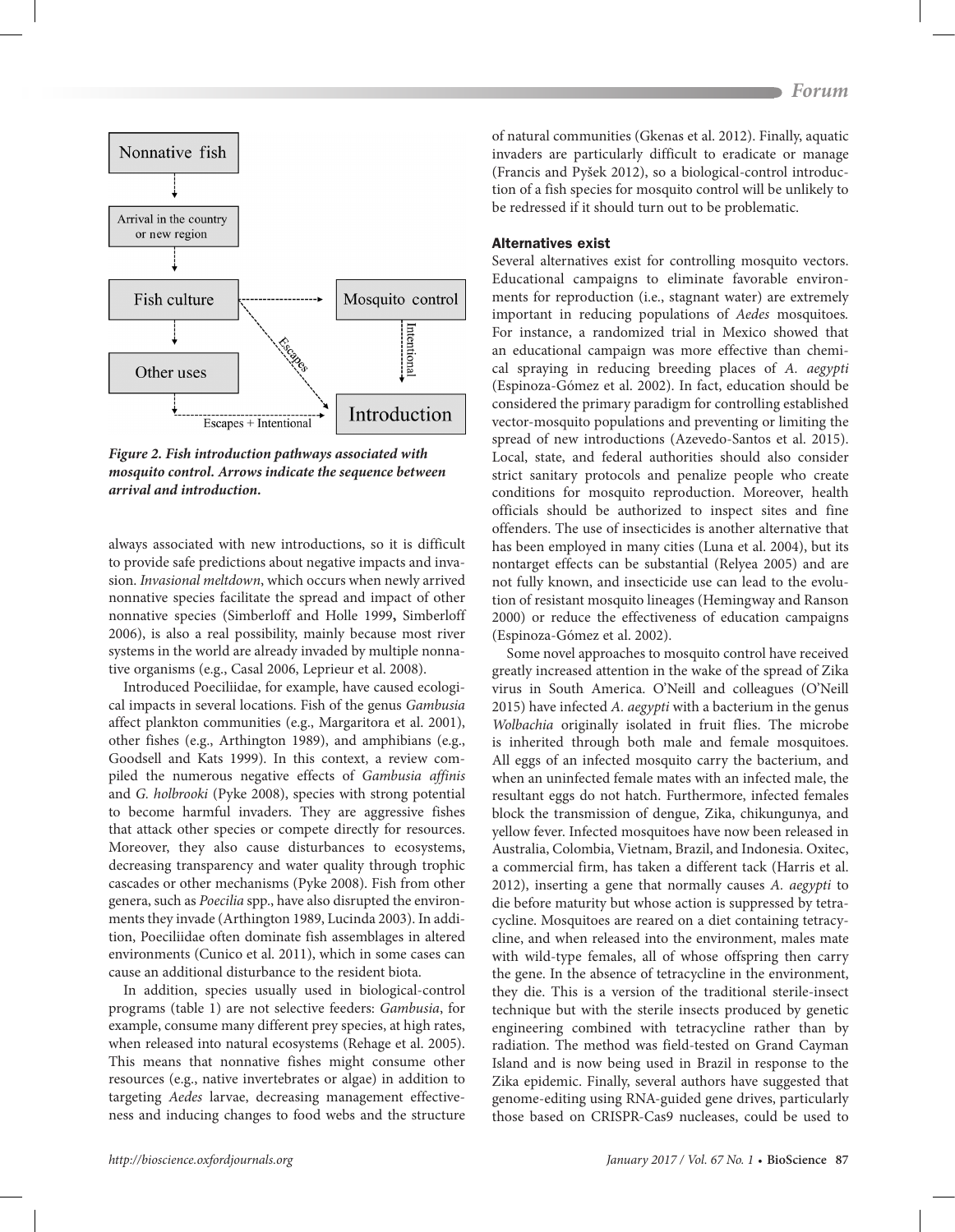**Figure 2. Fish introduction pathways associated with mosquito control. Arrows indicate the sequence between arrival and introduction.**

always associated with new introductions, so it is difficult to provide safe predictions about negative impacts and invasion. *Invasional meltdown*, which occurs when newly arrived nonnative species facilitate the spread and impact of other nonnative species (Simberloff and Holle 1999**,** Simberloff 2006), is also a real possibility, mainly because most river systems in the world are already invaded by multiple nonnative organisms (e.g., Casal 2006, Leprieur et al. 2008).

Introduced Poeciliidae, for example, have caused ecological impacts in several locations. Fish of the genus *Gambusia* affect plankton communities (e.g., Margaritora et al. 2001), other fishes (e.g., Arthington 1989), and amphibians (e.g., Goodsell and Kats 1999). In this context, a review compiled the numerous negative effects of *Gambusia affinis* and *G. holbrooki* (Pyke 2008), species with strong potential to become harmful invaders. They are aggressive fishes that attack other species or compete directly for resources. Moreover, they also cause disturbances to ecosystems, decreasing transparency and water quality through trophic cascades or other mechanisms (Pyke 2008). Fish from other genera, such as *Poecilia* spp., have also disrupted the environments they invade (Arthington 1989, Lucinda 2003). In addition, Poeciliidae often dominate fish assemblages in altered environments (Cunico et al. 2011), which in some cases can cause an additional disturbance to the resident biota.

In addition, species usually used in biological-control programs (table 1) are not selective feeders: *Gambusia*, for example, consume many different prey species, at high rates, when released into natural ecosystems (Rehage et al. 2005). This means that nonnative fishes might consume other resources (e.g., native invertebrates or algae) in addition to targeting *Aedes* larvae, decreasing management effectiveness and inducing changes to food webs and the structure of natural communities (Gkenas et al. 2012). Finally, aquatic invaders are particularly difficult to eradicate or manage (Francis and Pyšek 2012), so a biological-control introduction of a fish species for mosquito control will be unlikely to be redressed if it should turn out to be problematic.

## Alternatives exist

Several alternatives exist for controlling mosquito vectors. Educational campaigns to eliminate favorable environments for reproduction (i.e., stagnant water) are extremely important in reducing populations of *Aedes* mosquitoes. For instance, a randomized trial in Mexico showed that an educational campaign was more effective than chemical spraying in reducing breeding places of *A. aegypti* (Espinoza-Gómez et al. 2002). In fact, education should be considered the primary paradigm for controlling established vector-mosquito populations and preventing or limiting the spread of new introductions (Azevedo-Santos et al. 2015). Local, state, and federal authorities should also consider strict sanitary protocols and penalize people who create conditions for mosquito reproduction. Moreover, health officials should be authorized to inspect sites and fine offenders. The use of insecticides is another alternative that has been employed in many cities (Luna et al. 2004), but its nontarget effects can be substantial (Relyea 2005) and are not fully known, and insecticide use can lead to the evolution of resistant mosquito lineages (Hemingway and Ranson 2000) or reduce the effectiveness of education campaigns (Espinoza-Gómez et al. 2002).

Some novel approaches to mosquito control have received greatly increased attention in the wake of the spread of Zika virus in South America. O'Neill and colleagues (O'Neill 2015) have infected *A. aegypti* with a bacterium in the genus *Wolbachia* originally isolated in fruit flies. The microbe is inherited through both male and female mosquitoes. All eggs of an infected mosquito carry the bacterium, and when an uninfected female mates with an infected male, the resultant eggs do not hatch. Furthermore, infected females block the transmission of dengue, Zika, chikungunya, and yellow fever. Infected mosquitoes have now been released in Australia, Colombia, Vietnam, Brazil, and Indonesia. Oxitec, a commercial firm, has taken a different tack (Harris et al. 2012), inserting a gene that normally causes *A. aegypti* to die before maturity but whose action is suppressed by tetracycline. Mosquitoes are reared on a diet containing tetracycline, and when released into the environment, males mate with wild-type females, all of whose offspring then carry the gene. In the absence of tetracycline in the environment, they die. This is a version of the traditional sterile-insect technique but with the sterile insects produced by genetic engineering combined with tetracycline rather than by radiation. The method was field-tested on Grand Cayman Island and is now being used in Brazil in response to the Zika epidemic. Finally, several authors have suggested that genome-editing using RNA-guided gene drives, particularly those based on CRISPR-Cas9 nucleases, could be used to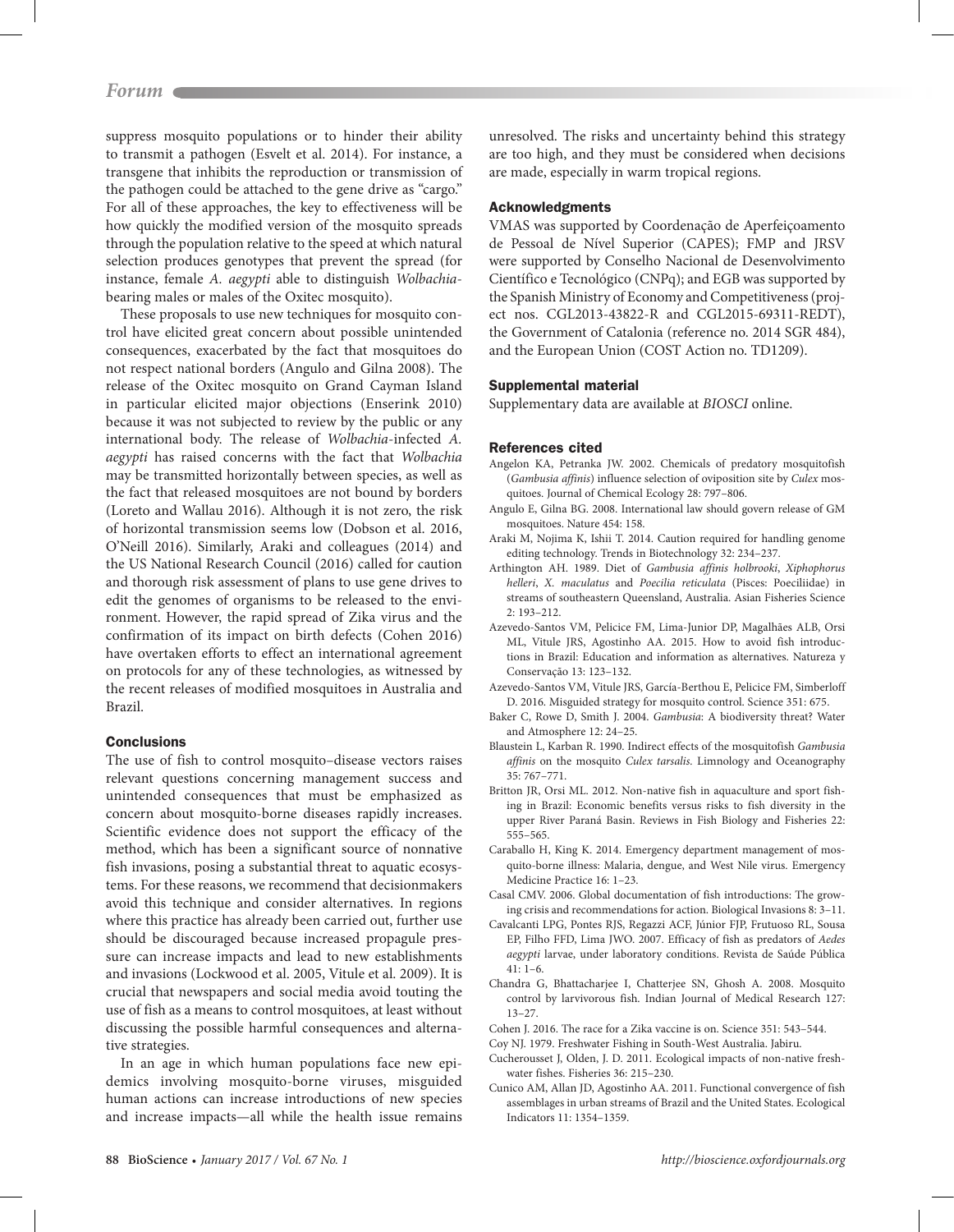suppress mosquito populations or to hinder their ability to transmit a pathogen (Esvelt et al. 2014). For instance, a transgene that inhibits the reproduction or transmission of the pathogen could be attached to the gene drive as "cargo." For all of these approaches, the key to effectiveness will be how quickly the modified version of the mosquito spreads through the population relative to the speed at which natural selection produces genotypes that prevent the spread (for instance, female *A. aegypti* able to distinguish *Wolbachia*-bearing males or males of the Oxitec mosquito).

These proposals to use new techniques for mosquito control have elicited great concern about possible unintended consequences, exacerbated by the fact that mosquitoes do not respect national borders (Angulo and Gilna 2008). The release of the Oxitec mosquito on Grand Cayman Island in particular elicited major objections (Enserink 2010) because it was not subjected to review by the public or any international body. The release of *Wolbachia*-infected *A. aegypti* has raised concerns with the fact that *Wolbachia* may be transmitted horizontally between species, as well as the fact that released mosquitoes are not bound by borders (Loreto and Wallau 2016). Although it is not zero, the risk of horizontal transmission seems low (Dobson et al. 2016, O'Neill 2016). Similarly, Araki and colleagues (2014) and the US National Research Council (2016) called for caution and thorough risk assessment of plans to use gene drives to edit the genomes of organisms to be released to the environment. However, the rapid spread of Zika virus and the confirmation of its impact on birth defects (Cohen 2016) have overtaken efforts to effect an international agreement on protocols for any of these technologies, as witnessed by the recent releases of modified mosquitoes in Australia and Brazil.

## Conclusions

The use of fish to control mosquito–disease vectors raises relevant questions concerning management success and unintended consequences that must be emphasized as concern about mosquito-borne diseases rapidly increases. Scientific evidence does not support the efficacy of the method, which has been a significant source of nonnative fish invasions, posing a substantial threat to aquatic ecosystems. For these reasons, we recommend that decisionmakers avoid this technique and consider alternatives. In regions where this practice has already been carried out, further use should be discouraged because increased propagule pressure can increase impacts and lead to new establishments and invasions (Lockwood et al. 2005, Vitule et al. 2009). It is crucial that newspapers and social media avoid touting the use of fish as a means to control mosquitoes, at least without discussing the possible harmful consequences and alternative strategies.

In an age in which human populations face new epidemics involving mosquito-borne viruses, misguided human actions can increase introductions of new species and increase impacts—all while the health issue remains unresolved. The risks and uncertainty behind this strategy are too high, and they must be considered when decisions are made, especially in warm tropical regions.

## Acknowledgments

VMAS was supported by Coordenação de Aperfeiçoamento de Pessoal de Nível Superior (CAPES); FMP and JRSV were supported by Conselho Nacional de Desenvolvimento Científico e Tecnológico (CNPq); and EGB was supported by the Spanish Ministry of Economy and Competitiveness (project nos. CGL2013-43822-R and CGL2015-69311-REDT), the Government of Catalonia (reference no. 2014 SGR 484), and the European Union (COST Action no. TD1209).

## Supplemental material

Supplementary data are available at *BIOSCI* online.

## References cited

Angelon KA, Petranka JW. 2002. Chemicals of predatory mosquitofish (*Gambusia affinis*) influence selection of oviposition site by *Culex* mosquitoes. Journal of Chemical Ecology 28: 797–806.

Angulo E, Gilna BG. 2008. International law should govern release of GM mosquitoes. Nature 454: 158.

Araki M, Nojima K, Ishii T. 2014. Caution required for handling genome editing technology. Trends in Biotechnology 32: 234–237.

Arthington AH. 1989. Diet of *Gambusia affinis holbrooki*, *Xiphophorus helleri*, *X. maculatus* and *Poecilia reticulata* (Pisces: Poeciliidae) in streams of southeastern Queensland, Australia. Asian Fisheries Science 2: 193–212.

Azevedo-Santos VM, Pelicice FM, Lima-Junior DP, Magalhães ALB, Orsi ML, Vitule JRS, Agostinho AA. 2015. How to avoid fish introductions in Brazil: Education and information as alternatives. Natureza y Conservação 13: 123–132.

Azevedo-Santos VM, Vitule JRS, García-Berthou E, Pelicice FM, Simberloff D. 2016. Misguided strategy for mosquito control. Science 351: 675.

Baker C, Rowe D, Smith J. 2004. *Gambusia*: A biodiversity threat? Water and Atmosphere 12: 24–25.

Blaustein L, Karban R. 1990. Indirect effects of the mosquitofish *Gambusia affinis* on the mosquito *Culex tarsalis*. Limnology and Oceanography 35: 767–771.

Britton JR, Orsi ML. 2012. Non-native fish in aquaculture and sport fishing in Brazil: Economic benefits versus risks to fish diversity in the upper River Paraná Basin. Reviews in Fish Biology and Fisheries 22: 555–565.

Caraballo H, King K. 2014. Emergency department management of mosquito-borne illness: Malaria, dengue, and West Nile virus. Emergency Medicine Practice 16: 1–23.

Casal CMV. 2006. Global documentation of fish introductions: The growing crisis and recommendations for action. Biological Invasions 8: 3–11.

Cavalcanti LPG, Pontes RJS, Regazzi ACF, Júnior FJP, Frutuoso RL, Sousa EP, Filho FFD, Lima JWO. 2007. Efficacy of fish as predators of *Aedes aegypti* larvae, under laboratory conditions. Revista de Saúde Pública 41: 1–6.

Chandra G, Bhattacharjee I, Chatterjee SN, Ghosh A. 2008. Mosquito control by larvivorous fish. Indian Journal of Medical Research 127: 13–27.

Cohen J. 2016. The race for a Zika vaccine is on. Science 351: 543–544.

Coy NJ. 1979. Freshwater Fishing in South-West Australia. Jabiru.

Cucherousset J, Olden, J. D. 2011. Ecological impacts of non-native freshwater fishes. Fisheries 36: 215–230.

Cunico AM, Allan JD, Agostinho AA. 2011. Functional convergence of fish assemblages in urban streams of Brazil and the United States. Ecological Indicators 11: 1354–1359.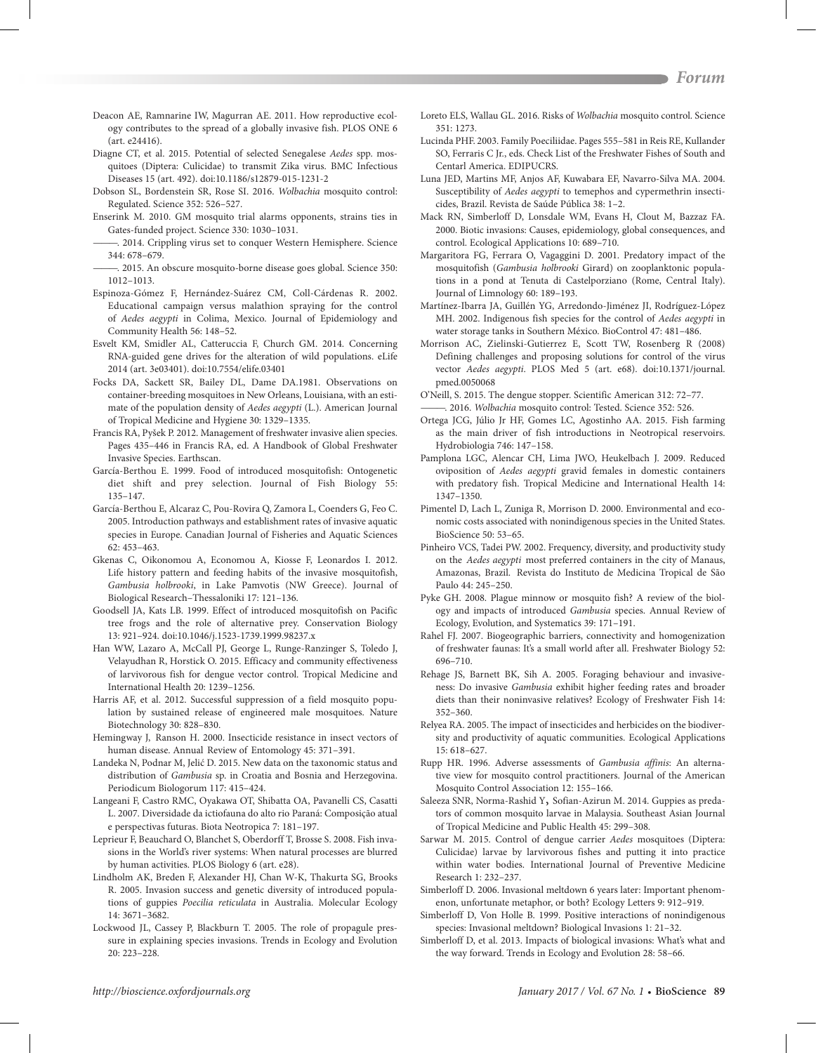Deacon AE, Ramnarine IW, Magurran AE. 2011. How reproductive ecology contributes to the spread of a globally invasive fish. PLOS ONE 6 (art. e24416).

Diagne CT, et al. 2015. Potential of selected Senegalese *Aedes* spp. mosquitoes (Diptera: Culicidae) to transmit Zika virus. BMC Infectious Diseases 15 (art. 492). doi:10.1186/s12879-015-1231-2

Dobson SL, Bordenstein SR, Rose SI. 2016. *Wolbachia* mosquito control: Regulated. Science 352: 526–527.

Enserink M. 2010. GM mosquito trial alarms opponents, strains ties in Gates-funded project. Science 330: 1030–1031.

———. 2014. Crippling virus set to conquer Western Hemisphere. Science 344: 678–679.

———. 2015. An obscure mosquito-borne disease goes global. Science 350: 1012–1013.

Espinoza-Gómez F, Hernández-Suárez CM, Coll-Cárdenas R. 2002. Educational campaign versus malathion spraying for the control of *Aedes aegypti* in Colima, Mexico. Journal of Epidemiology and Community Health 56: 148–52.

Esvelt KM, Smidler AL, Catteruccia F, Church GM. 2014. Concerning RNA-guided gene drives for the alteration of wild populations. eLife 2014 (art. 3e03401). doi:10.7554/elife.03401

Focks DA, Sackett SR, Bailey DL, Dame DA.1981. Observations on container-breeding mosquitoes in New Orleans, Louisiana, with an estimate of the population density of *Aedes aegypti* (L.). American Journal of Tropical Medicine and Hygiene 30: 1329–1335.

Francis RA, Pyšek P. 2012. Management of freshwater invasive alien species. Pages 435–446 in Francis RA, ed. A Handbook of Global Freshwater Invasive Species. Earthscan.

García-Berthou E. 1999. Food of introduced mosquitofish: Ontogenetic diet shift and prey selection. Journal of Fish Biology 55: 135–147.

García-Berthou E, Alcaraz C, Pou-Rovira Q, Zamora L, Coenders G, Feo C. 2005. Introduction pathways and establishment rates of invasive aquatic species in Europe. Canadian Journal of Fisheries and Aquatic Sciences 62: 453–463.

Gkenas C, Oikonomou A, Economou A, Kiosse F, Leonardos I. 2012. Life history pattern and feeding habits of the invasive mosquitofish, *Gambusia holbrooki*, in Lake Pamvotis (NW Greece). Journal of Biological Research–Thessaloniki 17: 121–136.

Goodsell JA, Kats LB. 1999. Effect of introduced mosquitofish on Pacific tree frogs and the role of alternative prey. Conservation Biology 13: 921–924. doi:10.1046/j.1523-1739.1999.98237.x

Han WW, Lazaro A, McCall PJ, George L, Runge-Ranzinger S, Toledo J, Velayudhan R, Horstick O. 2015. Efficacy and community effectiveness of larvivorous fish for dengue vector control. Tropical Medicine and International Health 20: 1239–1256.

Harris AF, et al. 2012. Successful suppression of a field mosquito population by sustained release of engineered male mosquitoes. Nature Biotechnology 30: 828–830.

Hemingway J, Ranson H. 2000. Insecticide resistance in insect vectors of human disease. Annual Review of Entomology 45: 371–391.

Landeka N, Podnar M, Jelić D. 2015. New data on the taxonomic status and distribution of *Gambusia* sp. in Croatia and Bosnia and Herzegovina. Periodicum Biologorum 117: 415–424.

Langeani F, Castro RMC, Oyakawa OT, Shibatta OA, Pavanelli CS, Casatti L. 2007. Diversidade da ictiofauna do alto rio Paraná: Composição atual e perspectivas futuras. Biota Neotropica 7: 181–197.

Leprieur F, Beauchard O, Blanchet S, Oberdorff T, Brosse S. 2008. Fish invasions in the World's river systems: When natural processes are blurred by human activities. PLOS Biology 6 (art. e28).

Lindholm AK, Breden F, Alexander HJ, Chan W-K, Thakurta SG, Brooks R. 2005. Invasion success and genetic diversity of introduced populations of guppies *Poecilia reticulata* in Australia. Molecular Ecology 14: 3671–3682.

Lockwood JL, Cassey P, Blackburn T. 2005. The role of propagule pressure in explaining species invasions. Trends in Ecology and Evolution 20: 223–228.

Loreto ELS, Wallau GL. 2016. Risks of *Wolbachia* mosquito control. Science 351: 1273.

Lucinda PHF. 2003. Family Poeciliidae. Pages 555–581 in Reis RE, Kullander SO, Ferraris C Jr., eds. Check List of the Freshwater Fishes of South and Centarl America. EDIPUCRS.

Luna JED, Martins MF, Anjos AF, Kuwabara EF, Navarro-Silva MA. 2004. Susceptibility of *Aedes aegypti* to temephos and cypermethrin insecticides, Brazil. Revista de Saúde Pública 38: 1–2.

Mack RN, Simberloff D, Lonsdale WM, Evans H, Clout M, Bazzaz FA. 2000. Biotic invasions: Causes, epidemiology, global consequences, and control. Ecological Applications 10: 689–710.

Margaritora FG, Ferrara O, Vagaggini D. 2001. Predatory impact of the mosquitofish (*Gambusia holbrooki* Girard) on zooplanktonic populations in a pond at Tenuta di Castelporziano (Rome, Central Italy). Journal of Limnology 60: 189–193.

Martínez-Ibarra JA, Guillén YG, Arredondo-Jiménez JI, Rodríguez-López MH. 2002. Indigenous fish species for the control of *Aedes aegypti* in water storage tanks in Southern México. BioControl 47: 481–486.

Morrison AC, Zielinski-Gutierrez E, Scott TW, Rosenberg R (2008) Defining challenges and proposing solutions for control of the virus vector *Aedes aegypti*. PLOS Med 5 (art. e68). doi:10.1371/journal.pmed.0050068

O'Neill, S. 2015. The dengue stopper. Scientific American 312: 72–77.

———. 2016. *Wolbachia* mosquito control: Tested. Science 352: 526.

Ortega JCG, Júlio Jr HF, Gomes LC, Agostinho AA. 2015. Fish farming as the main driver of fish introductions in Neotropical reservoirs. Hydrobiologia 746: 147–158.

Pamplona LGC, Alencar CH, Lima JWO, Heukelbach J. 2009. Reduced oviposition of *Aedes aegypti* gravid females in domestic containers with predatory fish. Tropical Medicine and International Health 14: 1347–1350.

Pimentel D, Lach L, Zuniga R, Morrison D. 2000. Environmental and economic costs associated with nonindigenous species in the United States. BioScience 50: 53–65.

Pinheiro VCS, Tadei PW. 2002. Frequency, diversity, and productivity study on the *Aedes aegypti* most preferred containers in the city of Manaus, Amazonas, Brazil. Revista do Instituto de Medicina Tropical de São Paulo 44: 245–250.

Pyke GH. 2008. Plague minnow or mosquito fish? A review of the biology and impacts of introduced *Gambusia* species. Annual Review of Ecology, Evolution, and Systematics 39: 171–191.

Rahel FJ. 2007. Biogeographic barriers, connectivity and homogenization of freshwater faunas: It's a small world after all. Freshwater Biology 52: 696–710.

Rehage JS, Barnett BK, Sih A. 2005. Foraging behaviour and invasiveness: Do invasive *Gambusia* exhibit higher feeding rates and broader diets than their noninvasive relatives? Ecology of Freshwater Fish 14: 352–360.

Relyea RA. 2005. The impact of insecticides and herbicides on the biodiversity and productivity of aquatic communities. Ecological Applications 15: 618–627.

Rupp HR. 1996. Adverse assessments of *Gambusia affinis*: An alternative view for mosquito control practitioners. Journal of the American Mosquito Control Association 12: 155–166.

Saleeza SNR, Norma-Rashid Y, Sofian-Azirun M. 2014. Guppies as predators of common mosquito larvae in Malaysia. Southeast Asian Journal of Tropical Medicine and Public Health 45: 299–308.

Sarwar M. 2015. Control of dengue carrier *Aedes* mosquitoes (Diptera: Culicidae) larvae by larvivorous fishes and putting it into practice within water bodies. International Journal of Preventive Medicine Research 1: 232–237.

Simberloff D. 2006. Invasional meltdown 6 years later: Important phenomenon, unfortunate metaphor, or both? Ecology Letters 9: 912–919.

Simberloff D, Von Holle B. 1999. Positive interactions of nonindigenous species: Invasional meltdown? Biological Invasions 1: 21–32.

Simberloff D, et al. 2013. Impacts of biological invasions: What's what and the way forward. Trends in Ecology and Evolution 28: 58–66.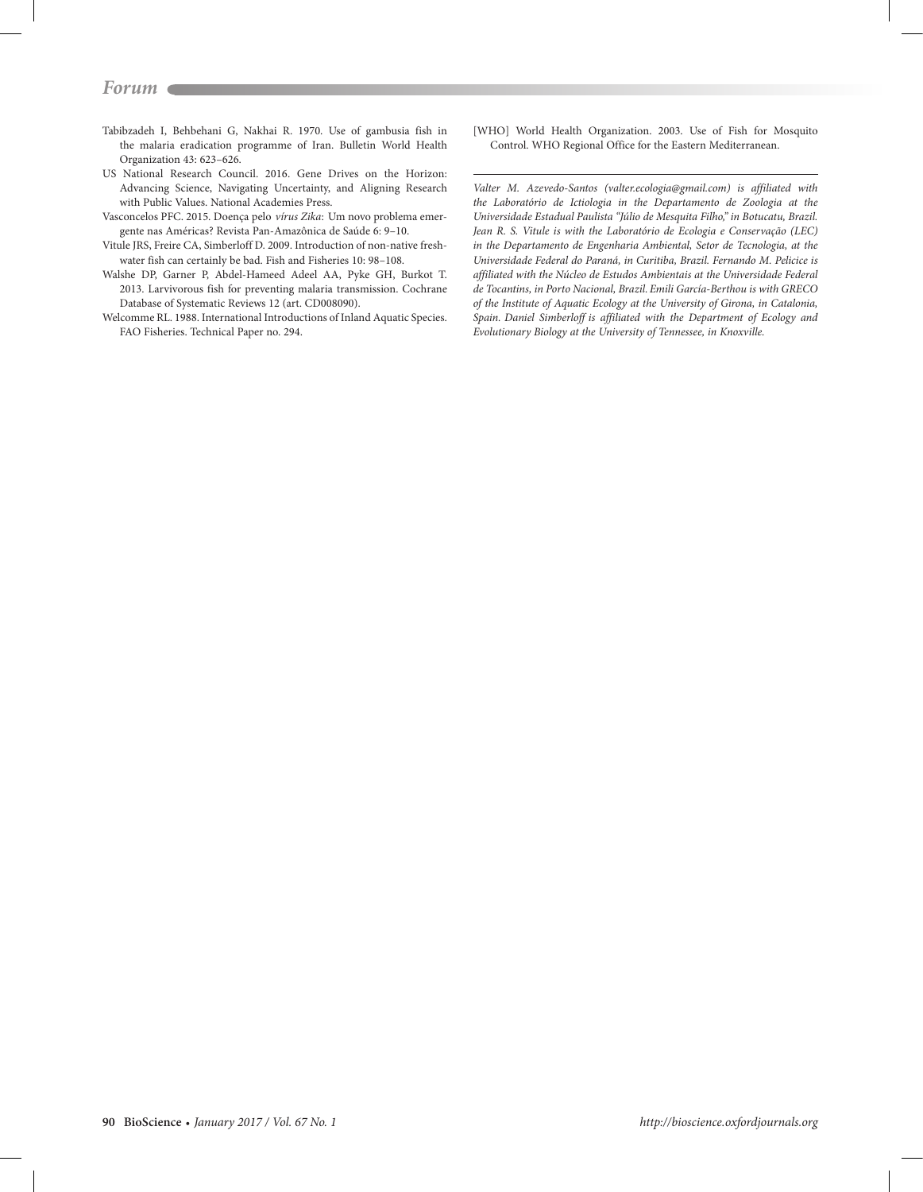Tabibzadeh I, Behbehani G, Nakhai R. 1970. Use of gambusia fish in the malaria eradication programme of Iran. Bulletin World Health Organization 43: 623–626.

US National Research Council. 2016. Gene Drives on the Horizon: Advancing Science, Navigating Uncertainty, and Aligning Research with Public Values. National Academies Press.

Vasconcelos PFC. 2015. Doença pelo *vírus Zika*: Um novo problema emergente nas Américas? Revista Pan-Amazônica de Saúde 6: 9–10.

Vitule JRS, Freire CA, Simberloff D. 2009. Introduction of non-native freshwater fish can certainly be bad. Fish and Fisheries 10: 98–108.

Walshe DP, Garner P, Abdel-Hameed Adeel AA, Pyke GH, Burkot T. 2013. Larvivorous fish for preventing malaria transmission. Cochrane Database of Systematic Reviews 12 (art. CD008090).

Welcomme RL. 1988. International Introductions of Inland Aquatic Species. FAO Fisheries. Technical Paper no. 294.

[WHO] World Health Organization. 2003. Use of Fish for Mosquito Control. WHO Regional Office for the Eastern Mediterranean.

---

*Valter M. Azevedo-Santos (valter.ecologia@gmail.com) is affiliated with the Laboratório de Ictiologia in the Departamento de Zoologia at the Universidade Estadual Paulista "Júlio de Mesquita Filho," in Botucatu, Brazil. Jean R. S. Vitule is with the Laboratório de Ecologia e Conservação (LEC) in the Departamento de Engenharia Ambiental, Setor de Tecnologia, at the Universidade Federal do Paraná, in Curitiba, Brazil. Fernando M. Pelicice is affiliated with the Núcleo de Estudos Ambientais at the Universidade Federal de Tocantins, in Porto Nacional, Brazil. Emili García-Berthou is with GRECO of the Institute of Aquatic Ecology at the University of Girona, in Catalonia, Spain. Daniel Simberloff is affiliated with the Department of Ecology and Evolutionary Biology at the University of Tennessee, in Knoxville.*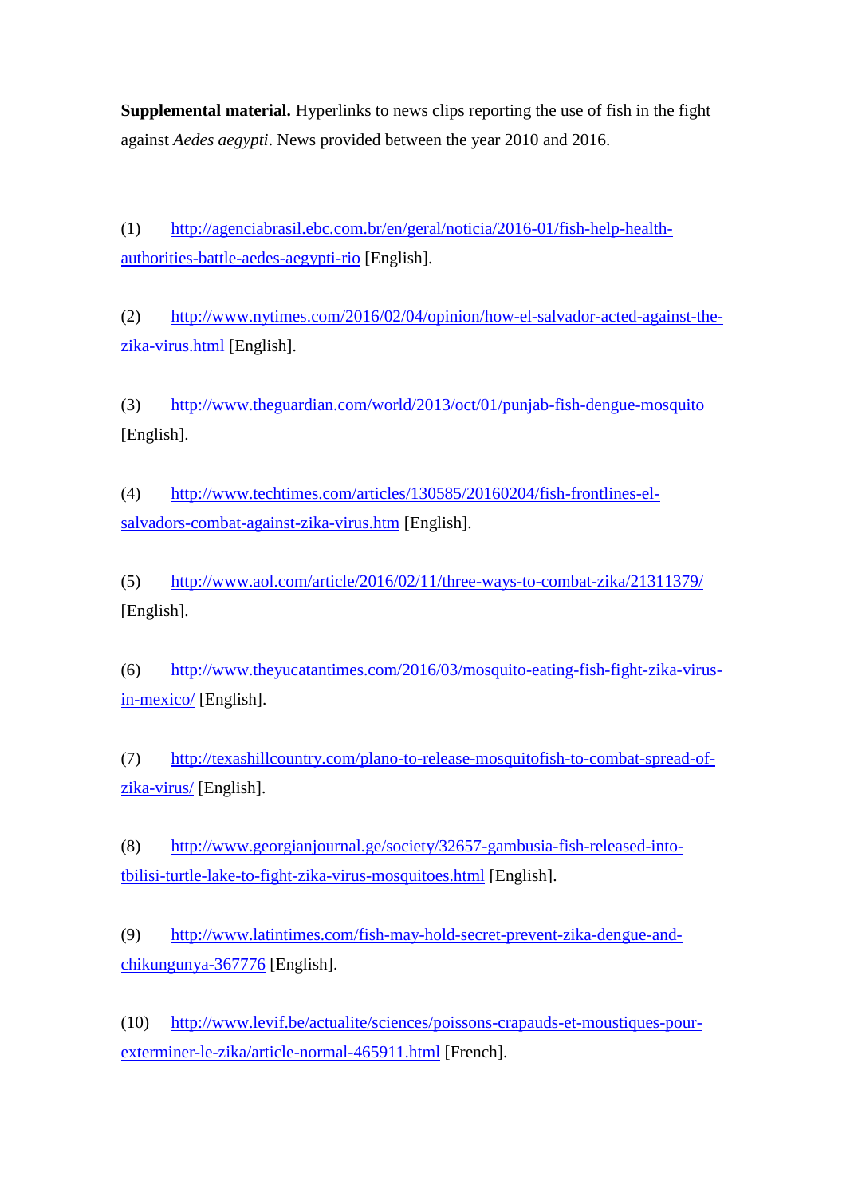**Supplemental material.** Hyperlinks to news clips reporting the use of fish in the fight against *Aedes aegypti*. News provided between the year 2010 and 2016.

(1) http://agenciabrasil.ebc.com.br/en/geral/noticia/2016-01/fish-help-health-authorities-battle-aedes-aegypti-rio [English].

(2) http://www.nytimes.com/2016/02/04/opinion/how-el-salvador-acted-against-the-zika-virus.html [English].

(3) http://www.theguardian.com/world/2013/oct/01/punjab-fish-dengue-mosquito [English].

(4) http://www.techtimes.com/articles/130585/20160204/fish-frontlines-el-salvadors-combat-against-zika-virus.htm [English].

(5) http://www.aol.com/article/2016/02/11/three-ways-to-combat-zika/21311379/ [English].

(6) http://www.theyucatantimes.com/2016/03/mosquito-eating-fish-fight-zika-virus-in-mexico/ [English].

(7) http://texashillcountry.com/plano-to-release-mosquitofish-to-combat-spread-of-zika-virus/ [English].

(8) http://www.georgianjournal.ge/society/32657-gambusia-fish-released-into-tbilisi-turtle-lake-to-fight-zika-virus-mosquitoes.html [English].

(9) http://www.latintimes.com/fish-may-hold-secret-prevent-zika-dengue-and-chikungunya-367776 [English].

(10) http://www.levif.be/actualite/sciences/poissons-crapauds-et-moustiques-pour-exterminer-le-zika/article-normal-465911.html [French].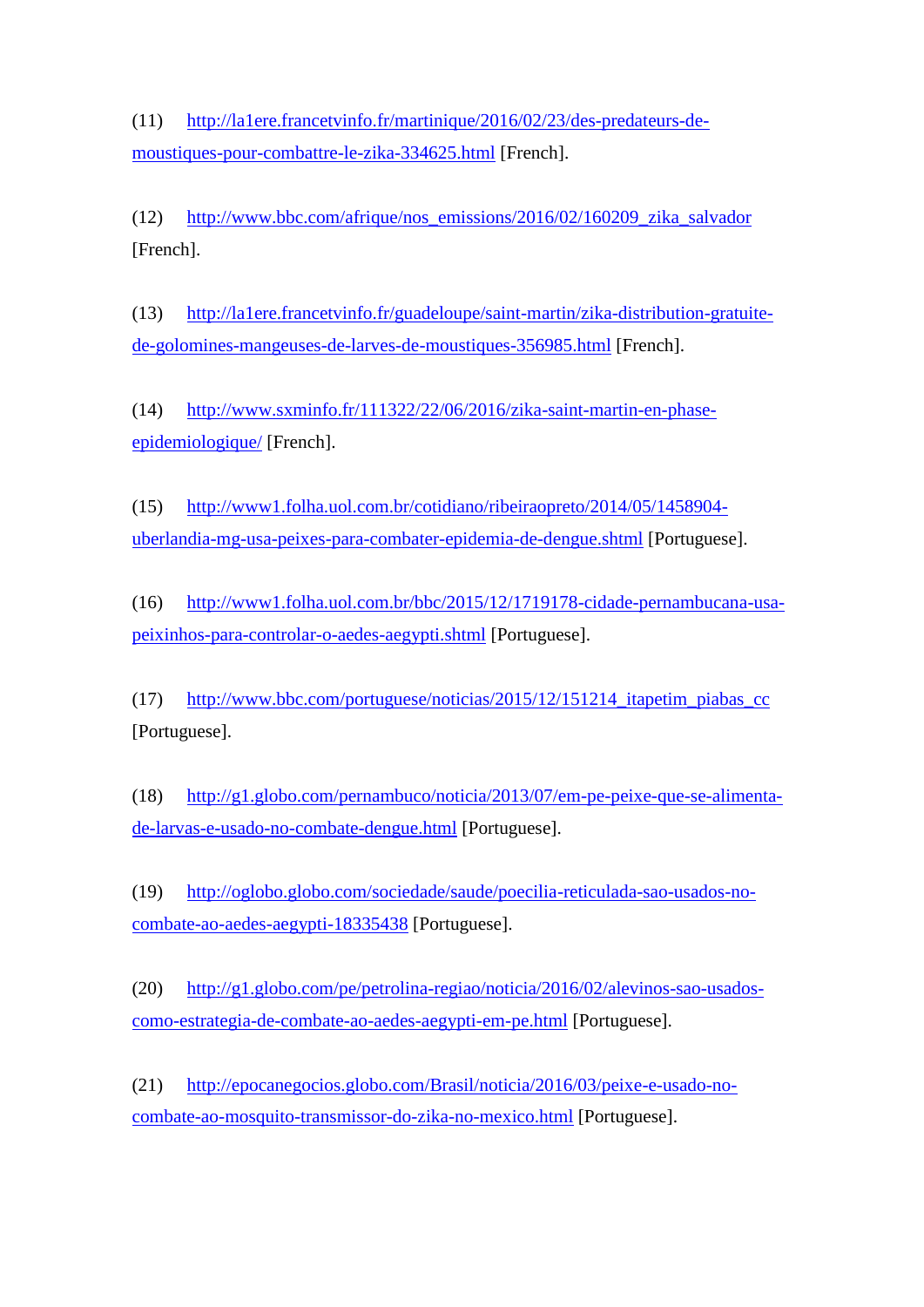(11) http://la1ere.francetvinfo.fr/martinique/2016/02/23/des-predateurs-de-moustiques-pour-combattre-le-zika-334625.html [French].

(12) http://www.bbc.com/afrique/nos_emissions/2016/02/160209_zika_salvador [French].

(13) http://la1ere.francetvinfo.fr/guadeloupe/saint-martin/zika-distribution-gratuite-de-golomines-mangeuses-de-larves-de-moustiques-356985.html [French].

(14) http://www.sxminfo.fr/111322/22/06/2016/zika-saint-martin-en-phase-epidemiologique/ [French].

(15) http://www1.folha.uol.com.br/cotidiano/ribeiraopreto/2014/05/1458904-uberlandia-mg-usa-peixes-para-combater-epidemia-de-dengue.shtml [Portuguese].

(16) http://www1.folha.uol.com.br/bbc/2015/12/1719178-cidade-pernambucana-usa-peixinhos-para-controlar-o-aedes-aegypti.shtml [Portuguese].

(17) http://www.bbc.com/portuguese/noticias/2015/12/151214_itapetim_piabas_cc [Portuguese].

(18) http://g1.globo.com/pernambuco/noticia/2013/07/em-pe-peixe-que-se-alimenta-de-larvas-e-usado-no-combate-dengue.html [Portuguese].

(19) http://oglobo.globo.com/sociedade/saude/poecilia-reticulada-sao-usados-no-combate-ao-aedes-aegypti-18335438 [Portuguese].

(20) http://g1.globo.com/pe/petrolina-regiao/noticia/2016/02/alevinos-sao-usados-como-estrategia-de-combate-ao-aedes-aegypti-em-pe.html [Portuguese].

(21) http://epocanegocios.globo.com/Brasil/noticia/2016/03/peixe-e-usado-no-combate-ao-mosquito-transmissor-do-zika-no-mexico.html [Portuguese].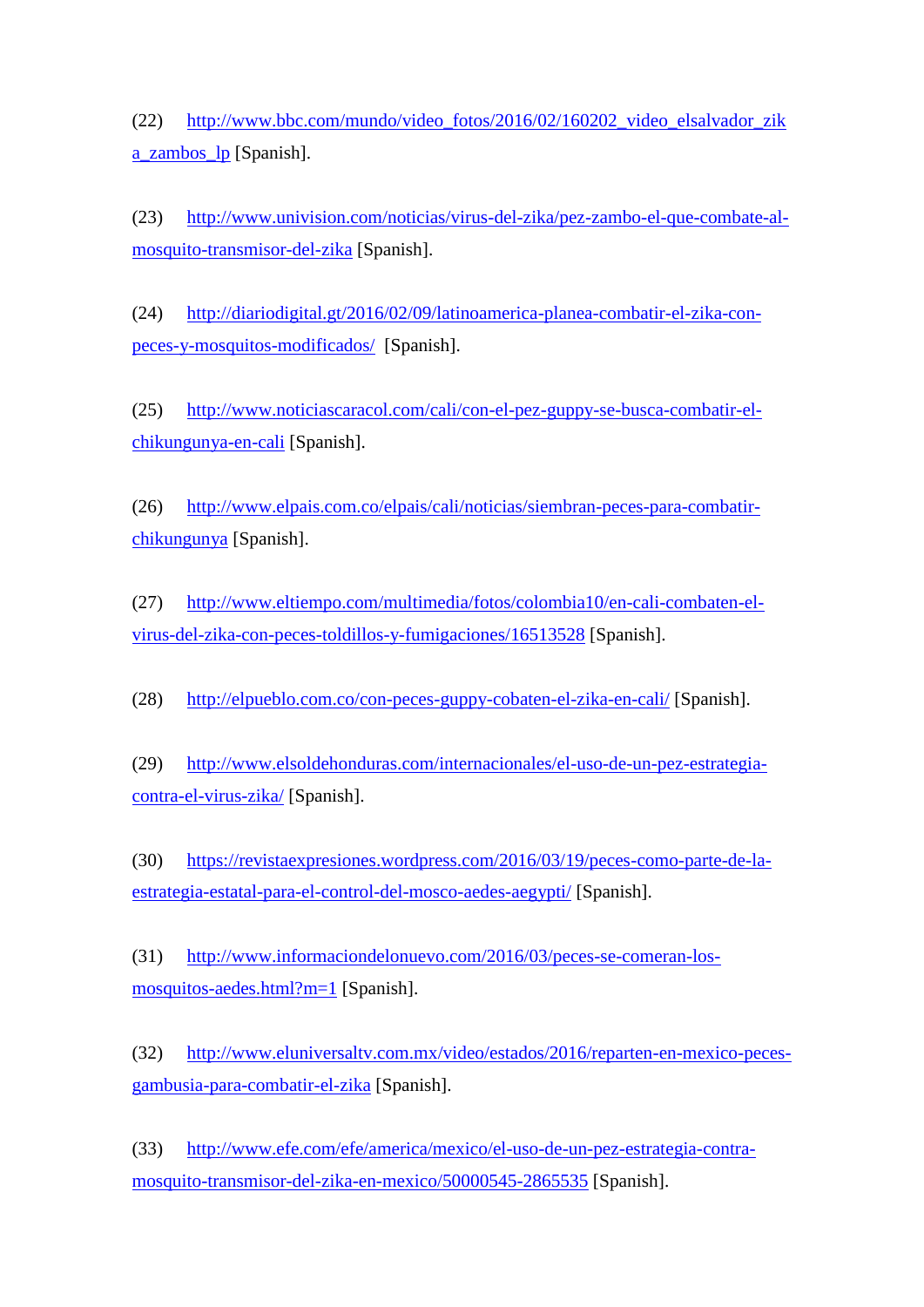(22) http://www.bbc.com/mundo/video_fotos/2016/02/160202_video_elsalvador_zika_zambos_lp [Spanish].

(23) http://www.univision.com/noticias/virus-del-zika/pez-zambo-el-que-combate-al-mosquito-transmisor-del-zika [Spanish].

(24) http://diariodigital.gt/2016/02/09/latinoamerica-planea-combatir-el-zika-con-peces-y-mosquitos-modificados/ [Spanish].

(25) http://www.noticiascaracol.com/cali/con-el-pez-guppy-se-busca-combatir-el-chikungunya-en-cali [Spanish].

(26) http://www.elpais.com.co/elpais/cali/noticias/siembran-peces-para-combatir-chikungunya [Spanish].

(27) http://www.eltiempo.com/multimedia/fotos/colombia10/en-cali-combaten-el-virus-del-zika-con-peces-toldillos-y-fumigaciones/16513528 [Spanish].

(28) http://elpueblo.com.co/con-peces-guppy-cobaten-el-zika-en-cali/ [Spanish].

(29) http://www.elsoldehonduras.com/internacionales/el-uso-de-un-pez-estrategia-contra-el-virus-zika/ [Spanish].

(30) https://revistaexpresiones.wordpress.com/2016/03/19/peces-como-parte-de-la-estrategia-estatal-para-el-control-del-mosco-aedes-aegypti/ [Spanish].

(31) http://www.informaciondelonuevo.com/2016/03/peces-se-comeran-los-mosquitos-aedes.html?m=1 [Spanish].

(32) http://www.eluniversaltv.com.mx/video/estados/2016/reparten-en-mexico-peces-gambusia-para-combatir-el-zika [Spanish].

(33) http://www.efe.com/efe/america/mexico/el-uso-de-un-pez-estrategia-contra-mosquito-transmisor-del-zika-en-mexico/50000545-2865535 [Spanish].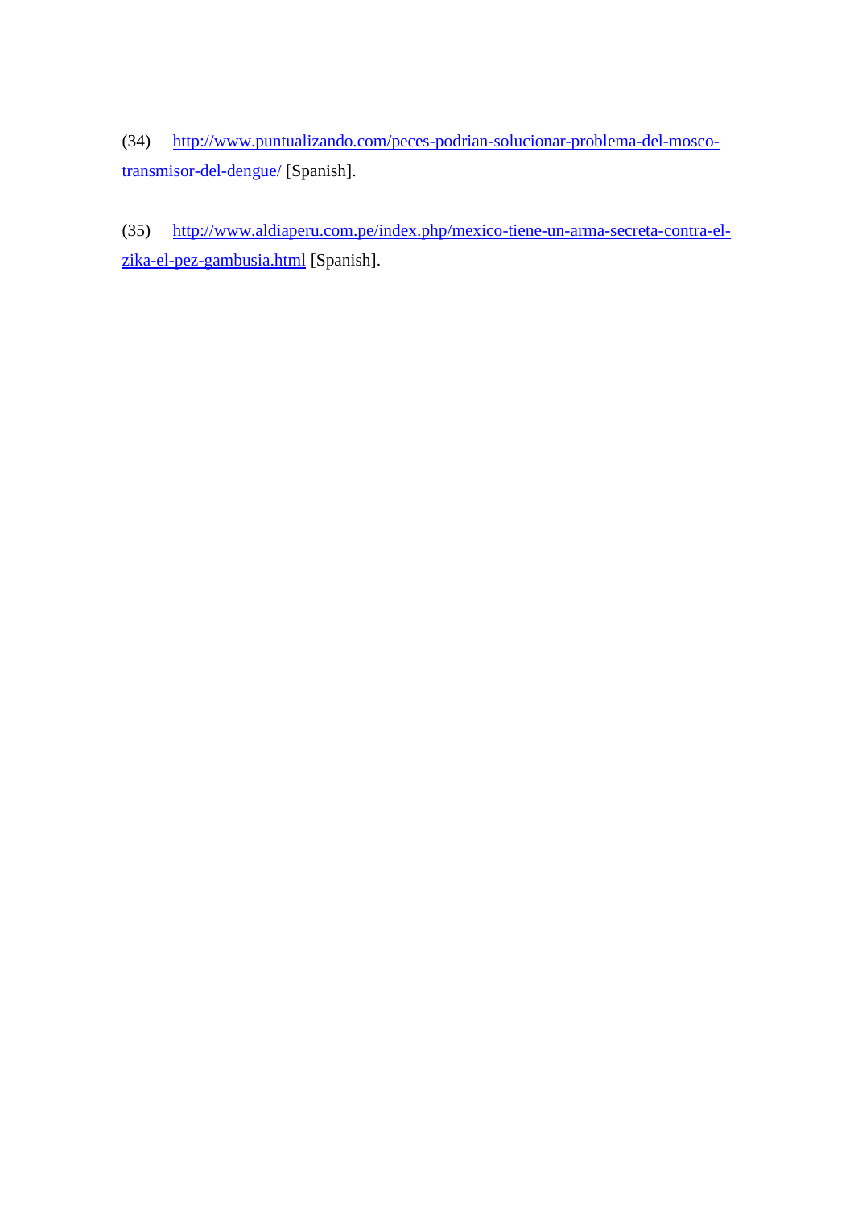(34) [http://www.puntualizando.com/peces-podrian-solucionar-problema-del-mosco-transmisor-del-dengue/](http://www.puntualizando.com/peces-podrian-solucionar-problema-del-mosco-transmisor-del-dengue/) [Spanish].

(35) [http://www.aldiaperu.com.pe/index.php/mexico-tiene-un-arma-secreta-contra-el-zika-el-pez-gambusia.html](http://www.aldiaperu.com.pe/index.php/mexico-tiene-un-arma-secreta-contra-el-zika-el-pez-gambusia.html) [Spanish].